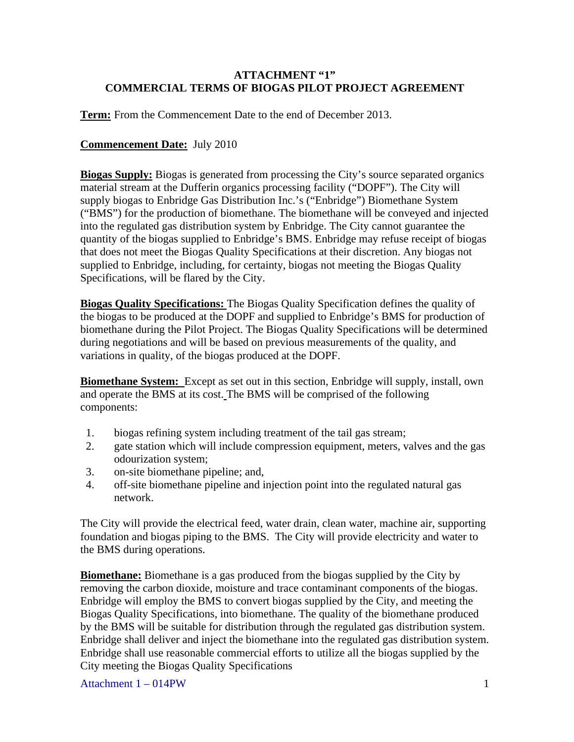# ATTACHMENT "1"
# COMMERCIAL TERMS OF BIOGAS PILOT PROJECT AGREEMENT

**Term:** From the Commencement Date to the end of December 2013.

**Commencement Date:** July 2010

**Biogas Supply:** Biogas is generated from processing the City's source separated organics material stream at the Dufferin organics processing facility ("DOPF"). The City will supply biogas to Enbridge Gas Distribution Inc.'s ("Enbridge") Biomethane System ("BMS") for the production of biomethane. The biomethane will be conveyed and injected into the regulated gas distribution system by Enbridge. The City cannot guarantee the quantity of the biogas supplied to Enbridge's BMS. Enbridge may refuse receipt of biogas that does not meet the Biogas Quality Specifications at their discretion. Any biogas not supplied to Enbridge, including, for certainty, biogas not meeting the Biogas Quality Specifications, will be flared by the City.

**Biogas Quality Specifications:** The Biogas Quality Specification defines the quality of the biogas to be produced at the DOPF and supplied to Enbridge's BMS for production of biomethane during the Pilot Project. The Biogas Quality Specifications will be determined during negotiations and will be based on previous measurements of the quality, and variations in quality, of the biogas produced at the DOPF.

**Biomethane System:** Except as set out in this section, Enbridge will supply, install, own and operate the BMS at its cost. The BMS will be comprised of the following components:

1. biogas refining system including treatment of the tail gas stream;
2. gate station which will include compression equipment, meters, valves and the gas odourization system;
3. on-site biomethane pipeline; and,
4. off-site biomethane pipeline and injection point into the regulated natural gas network.

The City will provide the electrical feed, water drain, clean water, machine air, supporting foundation and biogas piping to the BMS. The City will provide electricity and water to the BMS during operations.

**Biomethane:** Biomethane is a gas produced from the biogas supplied by the City by removing the carbon dioxide, moisture and trace contaminant components of the biogas. Enbridge will employ the BMS to convert biogas supplied by the City, and meeting the Biogas Quality Specifications, into biomethane. The quality of the biomethane produced by the BMS will be suitable for distribution through the regulated gas distribution system. Enbridge shall deliver and inject the biomethane into the regulated gas distribution system. Enbridge shall use reasonable commercial efforts to utilize all the biogas supplied by the City meeting the Biogas Quality Specifications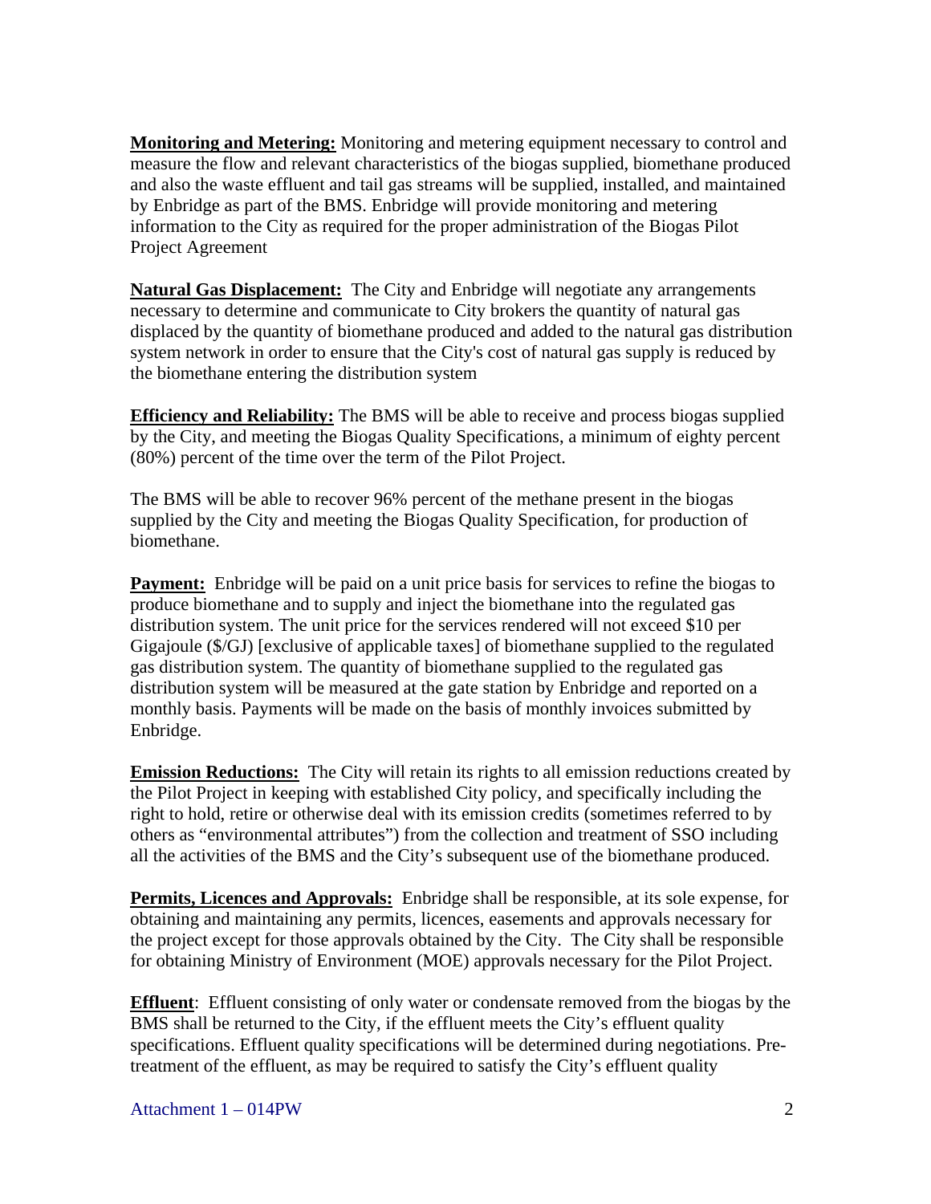**Monitoring and Metering:** Monitoring and metering equipment necessary to control and measure the flow and relevant characteristics of the biogas supplied, biomethane produced and also the waste effluent and tail gas streams will be supplied, installed, and maintained by Enbridge as part of the BMS. Enbridge will provide monitoring and metering information to the City as required for the proper administration of the Biogas Pilot Project Agreement

**Natural Gas Displacement:** The City and Enbridge will negotiate any arrangements necessary to determine and communicate to City brokers the quantity of natural gas displaced by the quantity of biomethane produced and added to the natural gas distribution system network in order to ensure that the City's cost of natural gas supply is reduced by the biomethane entering the distribution system

**Efficiency and Reliability:** The BMS will be able to receive and process biogas supplied by the City, and meeting the Biogas Quality Specifications, a minimum of eighty percent (80%) percent of the time over the term of the Pilot Project.

The BMS will be able to recover 96% percent of the methane present in the biogas supplied by the City and meeting the Biogas Quality Specification, for production of biomethane.

**Payment:** Enbridge will be paid on a unit price basis for services to refine the biogas to produce biomethane and to supply and inject the biomethane into the regulated gas distribution system. The unit price for the services rendered will not exceed $10 per Gigajoule ($/GJ) [exclusive of applicable taxes] of biomethane supplied to the regulated gas distribution system. The quantity of biomethane supplied to the regulated gas distribution system will be measured at the gate station by Enbridge and reported on a monthly basis. Payments will be made on the basis of monthly invoices submitted by Enbridge.

**Emission Reductions:** The City will retain its rights to all emission reductions created by the Pilot Project in keeping with established City policy, and specifically including the right to hold, retire or otherwise deal with its emission credits (sometimes referred to by others as "environmental attributes") from the collection and treatment of SSO including all the activities of the BMS and the City's subsequent use of the biomethane produced.

**Permits, Licences and Approvals:** Enbridge shall be responsible, at its sole expense, for obtaining and maintaining any permits, licences, easements and approvals necessary for the project except for those approvals obtained by the City. The City shall be responsible for obtaining Ministry of Environment (MOE) approvals necessary for the Pilot Project.

**Effluent**: Effluent consisting of only water or condensate removed from the biogas by the BMS shall be returned to the City, if the effluent meets the City's effluent quality specifications. Effluent quality specifications will be determined during negotiations. Pre-treatment of the effluent, as may be required to satisfy the City's effluent quality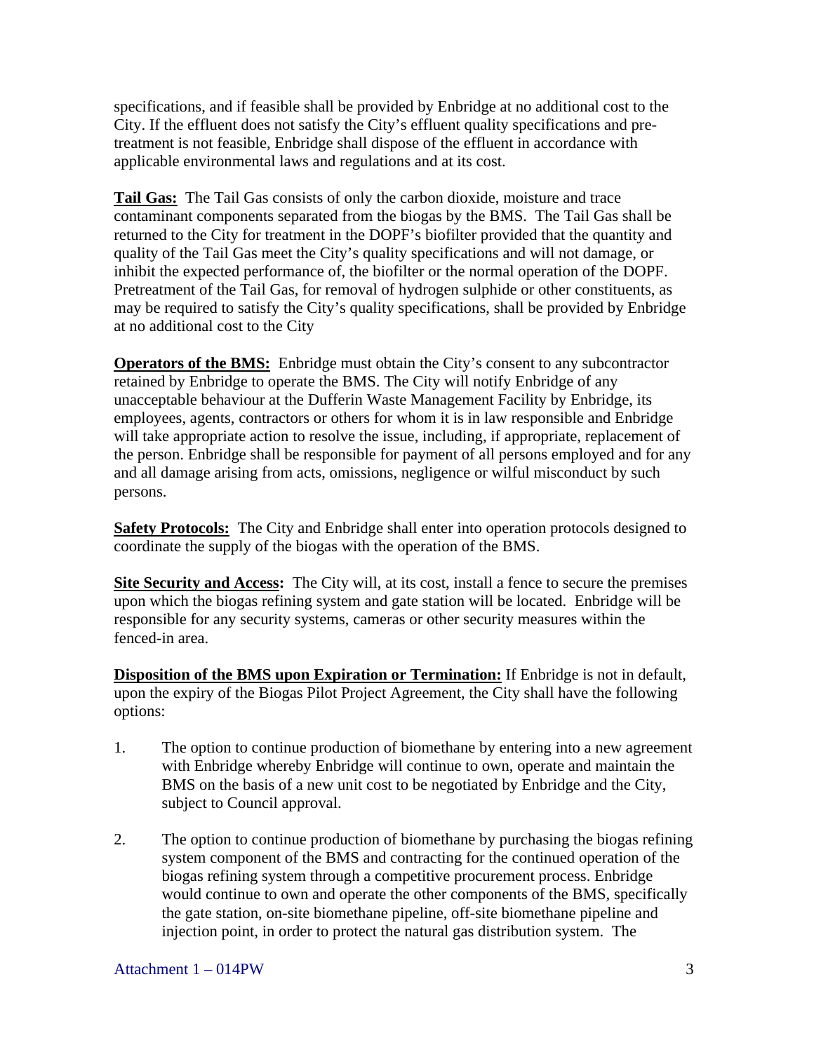specifications, and if feasible shall be provided by Enbridge at no additional cost to the City. If the effluent does not satisfy the City's effluent quality specifications and pre-treatment is not feasible, Enbridge shall dispose of the effluent in accordance with applicable environmental laws and regulations and at its cost.

**Tail Gas:** The Tail Gas consists of only the carbon dioxide, moisture and trace contaminant components separated from the biogas by the BMS. The Tail Gas shall be returned to the City for treatment in the DOPF's biofilter provided that the quantity and quality of the Tail Gas meet the City's quality specifications and will not damage, or inhibit the expected performance of, the biofilter or the normal operation of the DOPF. Pretreatment of the Tail Gas, for removal of hydrogen sulphide or other constituents, as may be required to satisfy the City's quality specifications, shall be provided by Enbridge at no additional cost to the City

**Operators of the BMS:** Enbridge must obtain the City's consent to any subcontractor retained by Enbridge to operate the BMS. The City will notify Enbridge of any unacceptable behaviour at the Dufferin Waste Management Facility by Enbridge, its employees, agents, contractors or others for whom it is in law responsible and Enbridge will take appropriate action to resolve the issue, including, if appropriate, replacement of the person. Enbridge shall be responsible for payment of all persons employed and for any and all damage arising from acts, omissions, negligence or wilful misconduct by such persons.

**Safety Protocols:** The City and Enbridge shall enter into operation protocols designed to coordinate the supply of the biogas with the operation of the BMS.

**Site Security and Access:** The City will, at its cost, install a fence to secure the premises upon which the biogas refining system and gate station will be located. Enbridge will be responsible for any security systems, cameras or other security measures within the fenced-in area.

**Disposition of the BMS upon Expiration or Termination:** If Enbridge is not in default, upon the expiry of the Biogas Pilot Project Agreement, the City shall have the following options:

1. The option to continue production of biomethane by entering into a new agreement with Enbridge whereby Enbridge will continue to own, operate and maintain the BMS on the basis of a new unit cost to be negotiated by Enbridge and the City, subject to Council approval.

2. The option to continue production of biomethane by purchasing the biogas refining system component of the BMS and contracting for the continued operation of the biogas refining system through a competitive procurement process. Enbridge would continue to own and operate the other components of the BMS, specifically the gate station, on-site biomethane pipeline, off-site biomethane pipeline and injection point, in order to protect the natural gas distribution system. The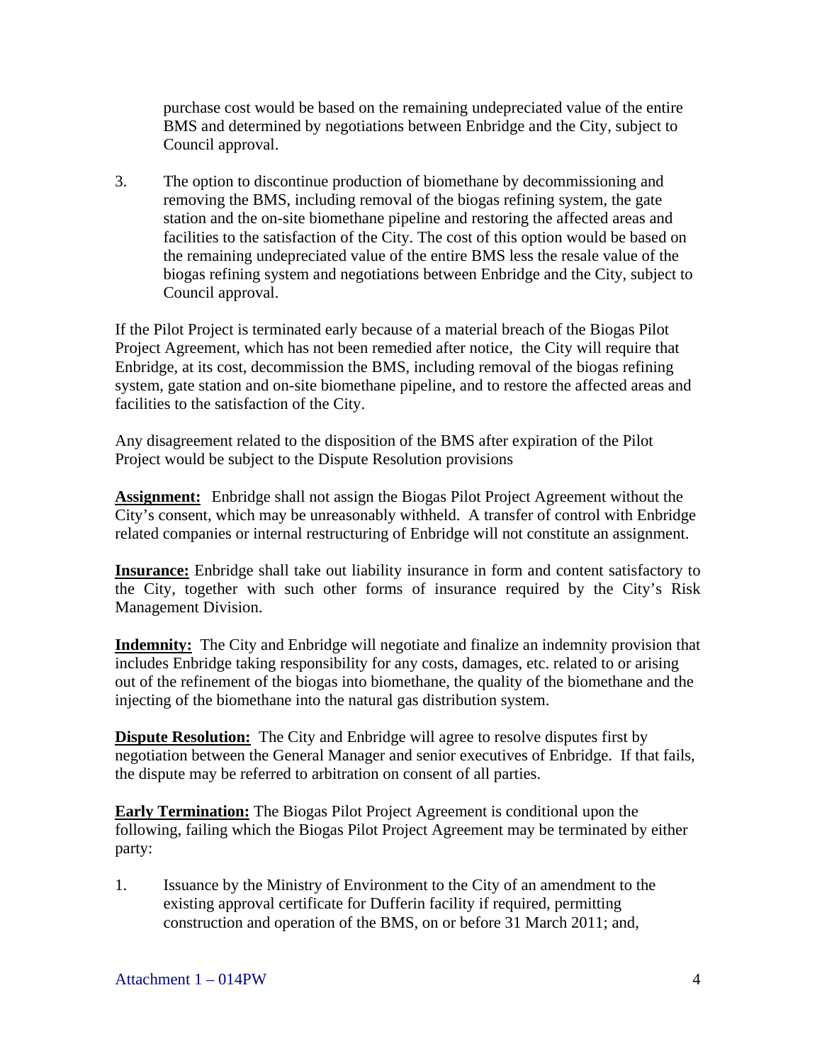purchase cost would be based on the remaining undepreciated value of the entire BMS and determined by negotiations between Enbridge and the City, subject to Council approval.

3. The option to discontinue production of biomethane by decommissioning and removing the BMS, including removal of the biogas refining system, the gate station and the on-site biomethane pipeline and restoring the affected areas and facilities to the satisfaction of the City. The cost of this option would be based on the remaining undepreciated value of the entire BMS less the resale value of the biogas refining system and negotiations between Enbridge and the City, subject to Council approval.

If the Pilot Project is terminated early because of a material breach of the Biogas Pilot Project Agreement, which has not been remedied after notice, the City will require that Enbridge, at its cost, decommission the BMS, including removal of the biogas refining system, gate station and on-site biomethane pipeline, and to restore the affected areas and facilities to the satisfaction of the City.

Any disagreement related to the disposition of the BMS after expiration of the Pilot Project would be subject to the Dispute Resolution provisions

**Assignment:** Enbridge shall not assign the Biogas Pilot Project Agreement without the City's consent, which may be unreasonably withheld. A transfer of control with Enbridge related companies or internal restructuring of Enbridge will not constitute an assignment.

**Insurance:** Enbridge shall take out liability insurance in form and content satisfactory to the City, together with such other forms of insurance required by the City's Risk Management Division.

**Indemnity:** The City and Enbridge will negotiate and finalize an indemnity provision that includes Enbridge taking responsibility for any costs, damages, etc. related to or arising out of the refinement of the biogas into biomethane, the quality of the biomethane and the injecting of the biomethane into the natural gas distribution system.

**Dispute Resolution:** The City and Enbridge will agree to resolve disputes first by negotiation between the General Manager and senior executives of Enbridge. If that fails, the dispute may be referred to arbitration on consent of all parties.

**Early Termination:** The Biogas Pilot Project Agreement is conditional upon the following, failing which the Biogas Pilot Project Agreement may be terminated by either party:

1. Issuance by the Ministry of Environment to the City of an amendment to the existing approval certificate for Dufferin facility if required, permitting construction and operation of the BMS, on or before 31 March 2011; and,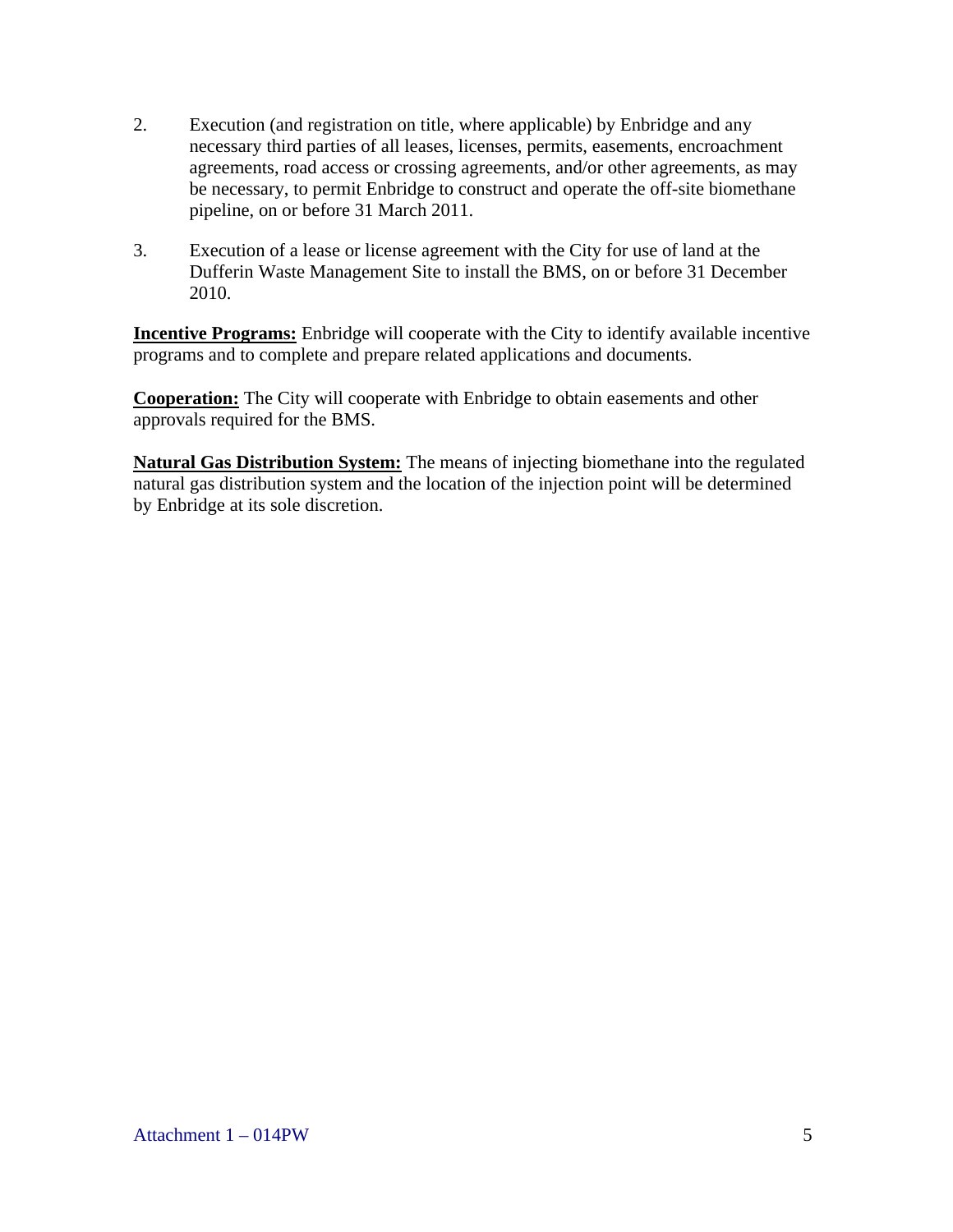2. Execution (and registration on title, where applicable) by Enbridge and any necessary third parties of all leases, licenses, permits, easements, encroachment agreements, road access or crossing agreements, and/or other agreements, as may be necessary, to permit Enbridge to construct and operate the off-site biomethane pipeline, on or before 31 March 2011.

3. Execution of a lease or license agreement with the City for use of land at the Dufferin Waste Management Site to install the BMS, on or before 31 December 2010.

**Incentive Programs:** Enbridge will cooperate with the City to identify available incentive programs and to complete and prepare related applications and documents.

**Cooperation:** The City will cooperate with Enbridge to obtain easements and other approvals required for the BMS.

**Natural Gas Distribution System:** The means of injecting biomethane into the regulated natural gas distribution system and the location of the injection point will be determined by Enbridge at its sole discretion.